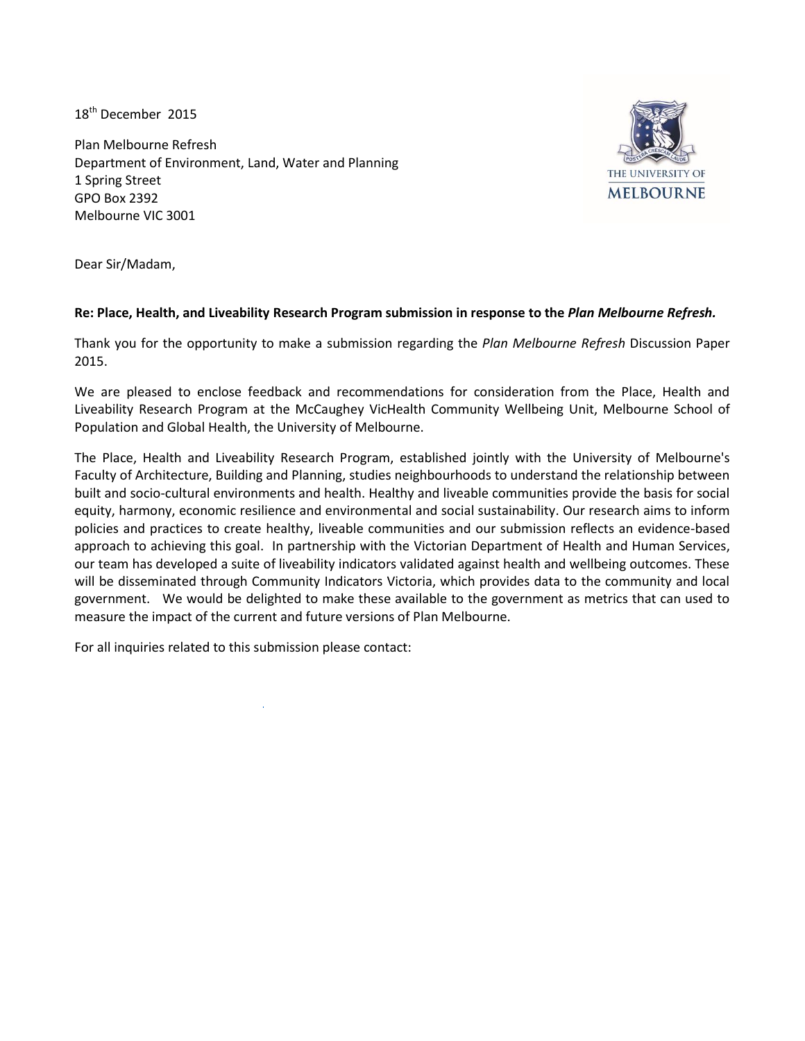18th December 2015

Plan Melbourne Refresh
Department of Environment, Land, Water and Planning
1 Spring Street
GPO Box 2392
Melbourne VIC 3001

Dear Sir/Madam,

**Re: Place, Health, and Liveability Research Program submission in response to the *Plan Melbourne Refresh.***

Thank you for the opportunity to make a submission regarding the *Plan Melbourne Refresh* Discussion Paper 2015.

We are pleased to enclose feedback and recommendations for consideration from the Place, Health and Liveability Research Program at the McCaughey VicHealth Community Wellbeing Unit, Melbourne School of Population and Global Health, the University of Melbourne.

The Place, Health and Liveability Research Program, established jointly with the University of Melbourne's Faculty of Architecture, Building and Planning, studies neighbourhoods to understand the relationship between built and socio-cultural environments and health. Healthy and liveable communities provide the basis for social equity, harmony, economic resilience and environmental and social sustainability. Our research aims to inform policies and practices to create healthy, liveable communities and our submission reflects an evidence-based approach to achieving this goal. In partnership with the Victorian Department of Health and Human Services, our team has developed a suite of liveability indicators validated against health and wellbeing outcomes. These will be disseminated through Community Indicators Victoria, which provides data to the community and local government. We would be delighted to make these available to the government as metrics that can used to measure the impact of the current and future versions of Plan Melbourne.

For all inquiries related to this submission please contact: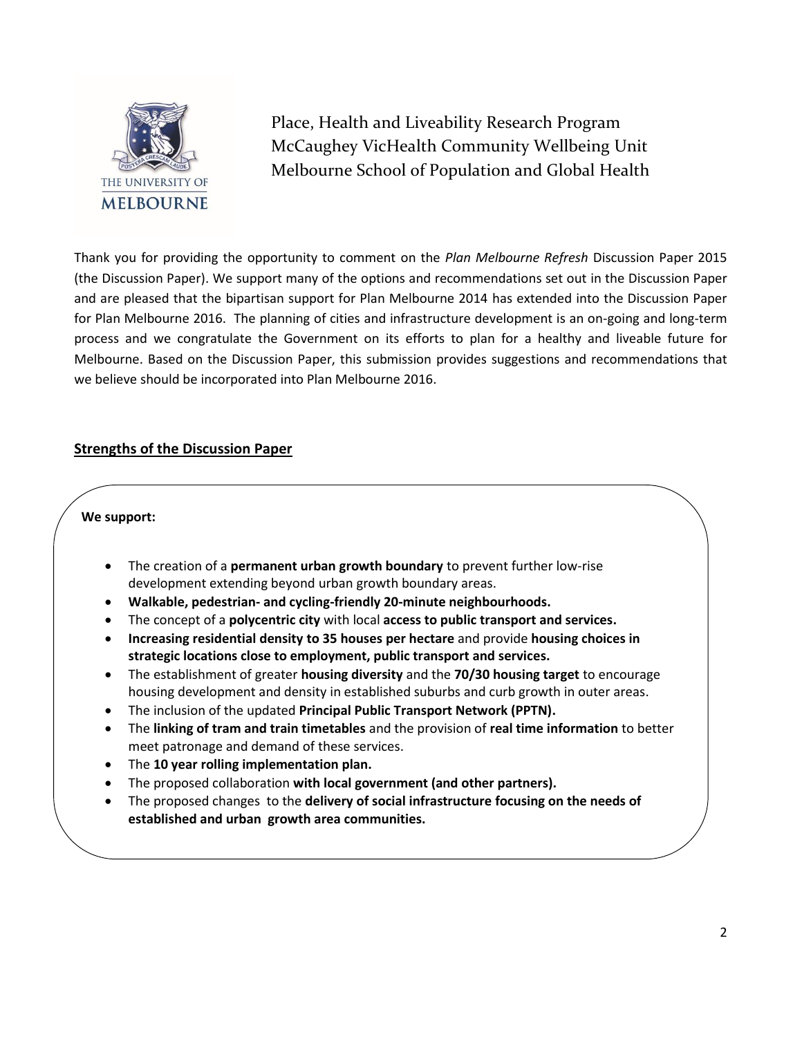Place, Health and Liveability Research Program
McCaughey VicHealth Community Wellbeing Unit
Melbourne School of Population and Global Health

Thank you for providing the opportunity to comment on the *Plan Melbourne Refresh* Discussion Paper 2015 (the Discussion Paper). We support many of the options and recommendations set out in the Discussion Paper and are pleased that the bipartisan support for Plan Melbourne 2014 has extended into the Discussion Paper for Plan Melbourne 2016. The planning of cities and infrastructure development is an on-going and long-term process and we congratulate the Government on its efforts to plan for a healthy and liveable future for Melbourne. Based on the Discussion Paper, this submission provides suggestions and recommendations that we believe should be incorporated into Plan Melbourne 2016.

## Strengths of the Discussion Paper

**We support:**

- The creation of a **permanent urban growth boundary** to prevent further low-rise development extending beyond urban growth boundary areas.
- **Walkable, pedestrian- and cycling-friendly 20-minute neighbourhoods.**
- The concept of a **polycentric city** with local **access to public transport and services.**
- **Increasing residential density to 35 houses per hectare** and provide **housing choices in strategic locations close to employment, public transport and services.**
- The establishment of greater **housing diversity** and the **70/30 housing target** to encourage housing development and density in established suburbs and curb growth in outer areas.
- The inclusion of the updated **Principal Public Transport Network (PPTN).**
- The **linking of tram and train timetables** and the provision of **real time information** to better meet patronage and demand of these services.
- The **10 year rolling implementation plan.**
- The proposed collaboration **with local government (and other partners).**
- The proposed changes to the **delivery of social infrastructure focusing on the needs of established and urban growth area communities.**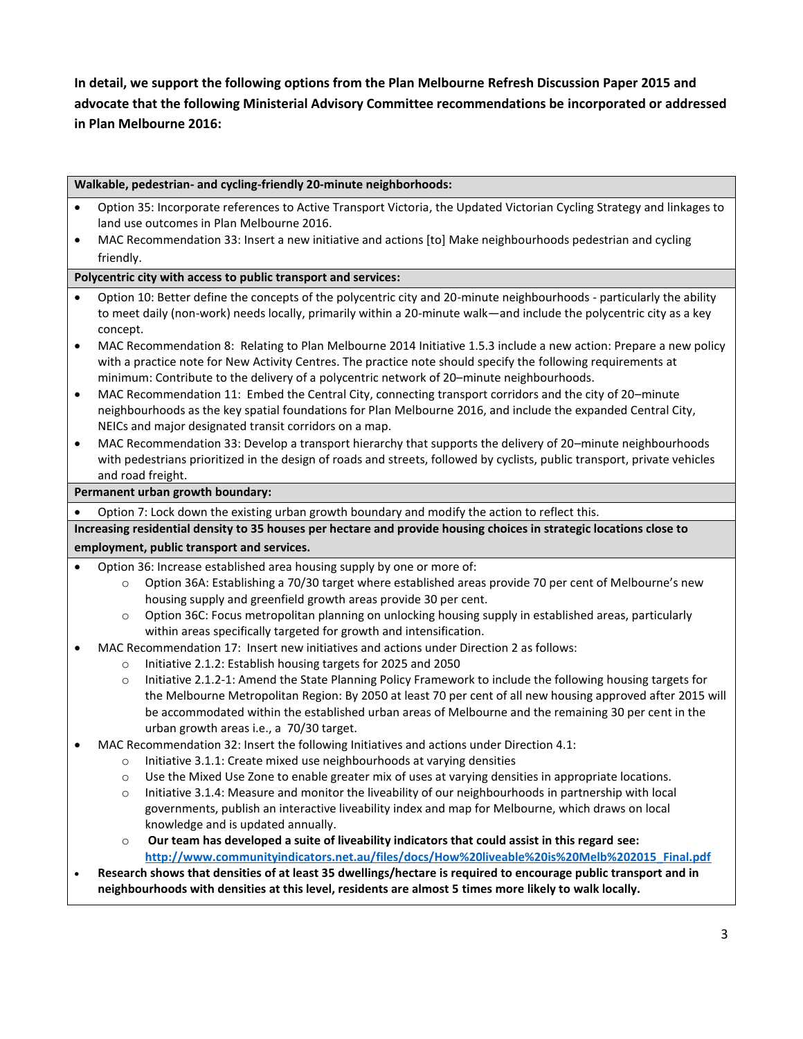**In detail, we support the following options from the Plan Melbourne Refresh Discussion Paper 2015 and advocate that the following Ministerial Advisory Committee recommendations be incorporated or addressed in Plan Melbourne 2016:**

**Walkable, pedestrian- and cycling-friendly 20-minute neighborhoods:**

- Option 35: Incorporate references to Active Transport Victoria, the Updated Victorian Cycling Strategy and linkages to land use outcomes in Plan Melbourne 2016.
- MAC Recommendation 33: Insert a new initiative and actions [to] Make neighbourhoods pedestrian and cycling friendly.

**Polycentric city with access to public transport and services:**

- Option 10: Better define the concepts of the polycentric city and 20-minute neighbourhoods - particularly the ability to meet daily (non-work) needs locally, primarily within a 20-minute walk—and include the polycentric city as a key concept.
- MAC Recommendation 8: Relating to Plan Melbourne 2014 Initiative 1.5.3 include a new action: Prepare a new policy with a practice note for New Activity Centres. The practice note should specify the following requirements at minimum: Contribute to the delivery of a polycentric network of 20–minute neighbourhoods.
- MAC Recommendation 11: Embed the Central City, connecting transport corridors and the city of 20–minute neighbourhoods as the key spatial foundations for Plan Melbourne 2016, and include the expanded Central City, NEICs and major designated transit corridors on a map.
- MAC Recommendation 33: Develop a transport hierarchy that supports the delivery of 20–minute neighbourhoods with pedestrians prioritized in the design of roads and streets, followed by cyclists, public transport, private vehicles and road freight.

**Permanent urban growth boundary:**

- Option 7: Lock down the existing urban growth boundary and modify the action to reflect this.

**Increasing residential density to 35 houses per hectare and provide housing choices in strategic locations close to employment, public transport and services.**

- Option 36: Increase established area housing supply by one or more of:
  - Option 36A: Establishing a 70/30 target where established areas provide 70 per cent of Melbourne's new housing supply and greenfield growth areas provide 30 per cent.
  - Option 36C: Focus metropolitan planning on unlocking housing supply in established areas, particularly within areas specifically targeted for growth and intensification.
- MAC Recommendation 17: Insert new initiatives and actions under Direction 2 as follows:
  - Initiative 2.1.2: Establish housing targets for 2025 and 2050
  - Initiative 2.1.2-1: Amend the State Planning Policy Framework to include the following housing targets for the Melbourne Metropolitan Region: By 2050 at least 70 per cent of all new housing approved after 2015 will be accommodated within the established urban areas of Melbourne and the remaining 30 per cent in the urban growth areas i.e., a 70/30 target.
- MAC Recommendation 32: Insert the following Initiatives and actions under Direction 4.1:
  - Initiative 3.1.1: Create mixed use neighbourhoods at varying densities
  - Use the Mixed Use Zone to enable greater mix of uses at varying densities in appropriate locations.
  - Initiative 3.1.4: Measure and monitor the liveability of our neighbourhoods in partnership with local governments, publish an interactive liveability index and map for Melbourne, which draws on local knowledge and is updated annually.
  - **Our team has developed a suite of liveability indicators that could assist in this regard see: http://www.communityindicators.net.au/files/docs/How%20liveable%20is%20Melb%202015_Final.pdf**
- **Research shows that densities of at least 35 dwellings/hectare is required to encourage public transport and in neighbourhoods with densities at this level, residents are almost 5 times more likely to walk locally.**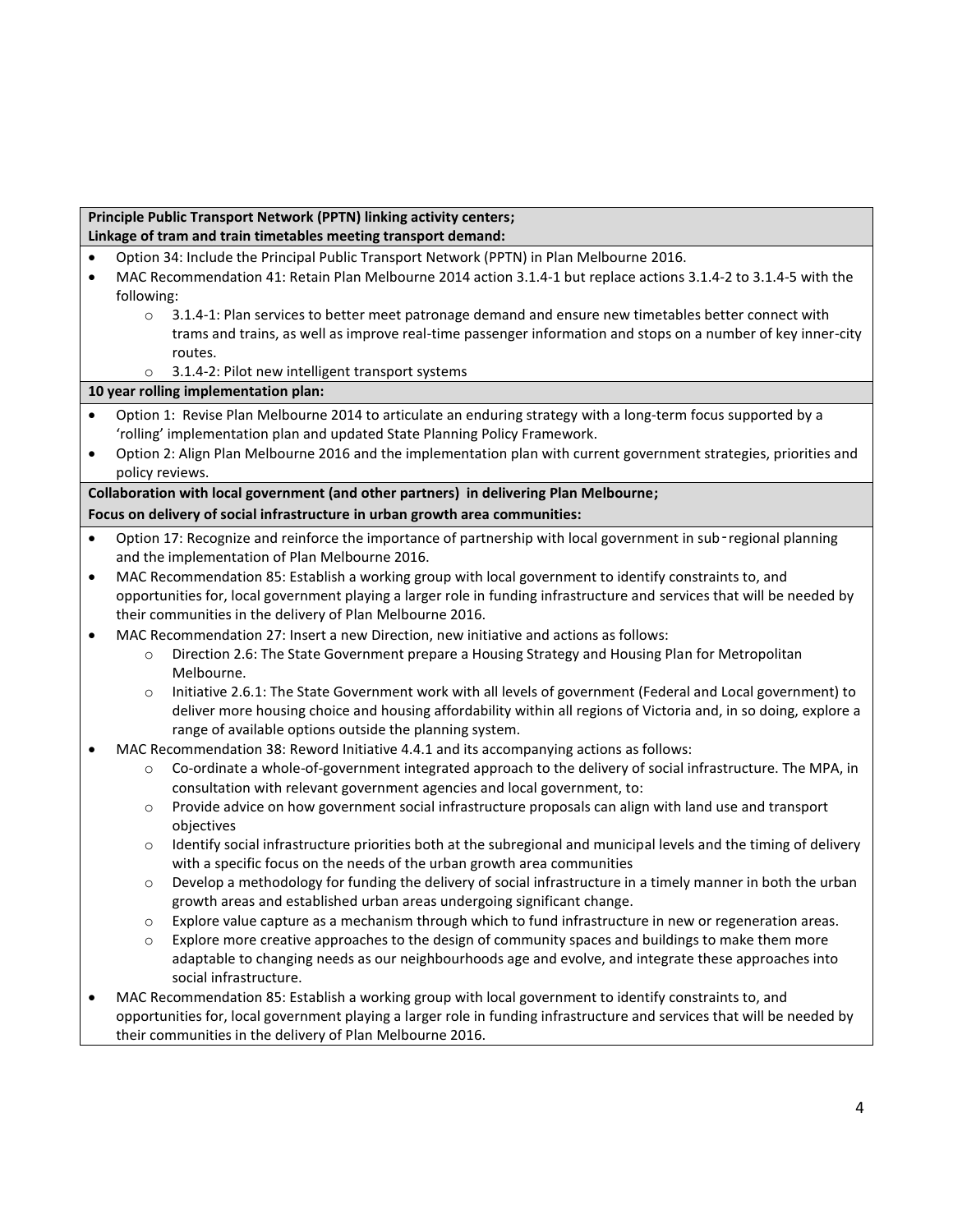**Principle Public Transport Network (PPTN) linking activity centers;**
**Linkage of tram and train timetables meeting transport demand:**

- Option 34: Include the Principal Public Transport Network (PPTN) in Plan Melbourne 2016.
- MAC Recommendation 41: Retain Plan Melbourne 2014 action 3.1.4-1 but replace actions 3.1.4-2 to 3.1.4-5 with the following:
    - 3.1.4-1: Plan services to better meet patronage demand and ensure new timetables better connect with trams and trains, as well as improve real-time passenger information and stops on a number of key inner-city routes.
    - 3.1.4-2: Pilot new intelligent transport systems

**10 year rolling implementation plan:**

- Option 1: Revise Plan Melbourne 2014 to articulate an enduring strategy with a long-term focus supported by a 'rolling' implementation plan and updated State Planning Policy Framework.
- Option 2: Align Plan Melbourne 2016 and the implementation plan with current government strategies, priorities and policy reviews.

**Collaboration with local government (and other partners) in delivering Plan Melbourne;**
**Focus on delivery of social infrastructure in urban growth area communities:**

- Option 17: Recognize and reinforce the importance of partnership with local government in sub-regional planning and the implementation of Plan Melbourne 2016.
- MAC Recommendation 85: Establish a working group with local government to identify constraints to, and opportunities for, local government playing a larger role in funding infrastructure and services that will be needed by their communities in the delivery of Plan Melbourne 2016.
- MAC Recommendation 27: Insert a new Direction, new initiative and actions as follows:
    - Direction 2.6: The State Government prepare a Housing Strategy and Housing Plan for Metropolitan Melbourne.
    - Initiative 2.6.1: The State Government work with all levels of government (Federal and Local government) to deliver more housing choice and housing affordability within all regions of Victoria and, in so doing, explore a range of available options outside the planning system.
- MAC Recommendation 38: Reword Initiative 4.4.1 and its accompanying actions as follows:
    - Co-ordinate a whole-of-government integrated approach to the delivery of social infrastructure. The MPA, in consultation with relevant government agencies and local government, to:
    - Provide advice on how government social infrastructure proposals can align with land use and transport objectives
    - Identify social infrastructure priorities both at the subregional and municipal levels and the timing of delivery with a specific focus on the needs of the urban growth area communities
    - Develop a methodology for funding the delivery of social infrastructure in a timely manner in both the urban growth areas and established urban areas undergoing significant change.
    - Explore value capture as a mechanism through which to fund infrastructure in new or regeneration areas.
    - Explore more creative approaches to the design of community spaces and buildings to make them more adaptable to changing needs as our neighbourhoods age and evolve, and integrate these approaches into social infrastructure.
- MAC Recommendation 85: Establish a working group with local government to identify constraints to, and opportunities for, local government playing a larger role in funding infrastructure and services that will be needed by their communities in the delivery of Plan Melbourne 2016.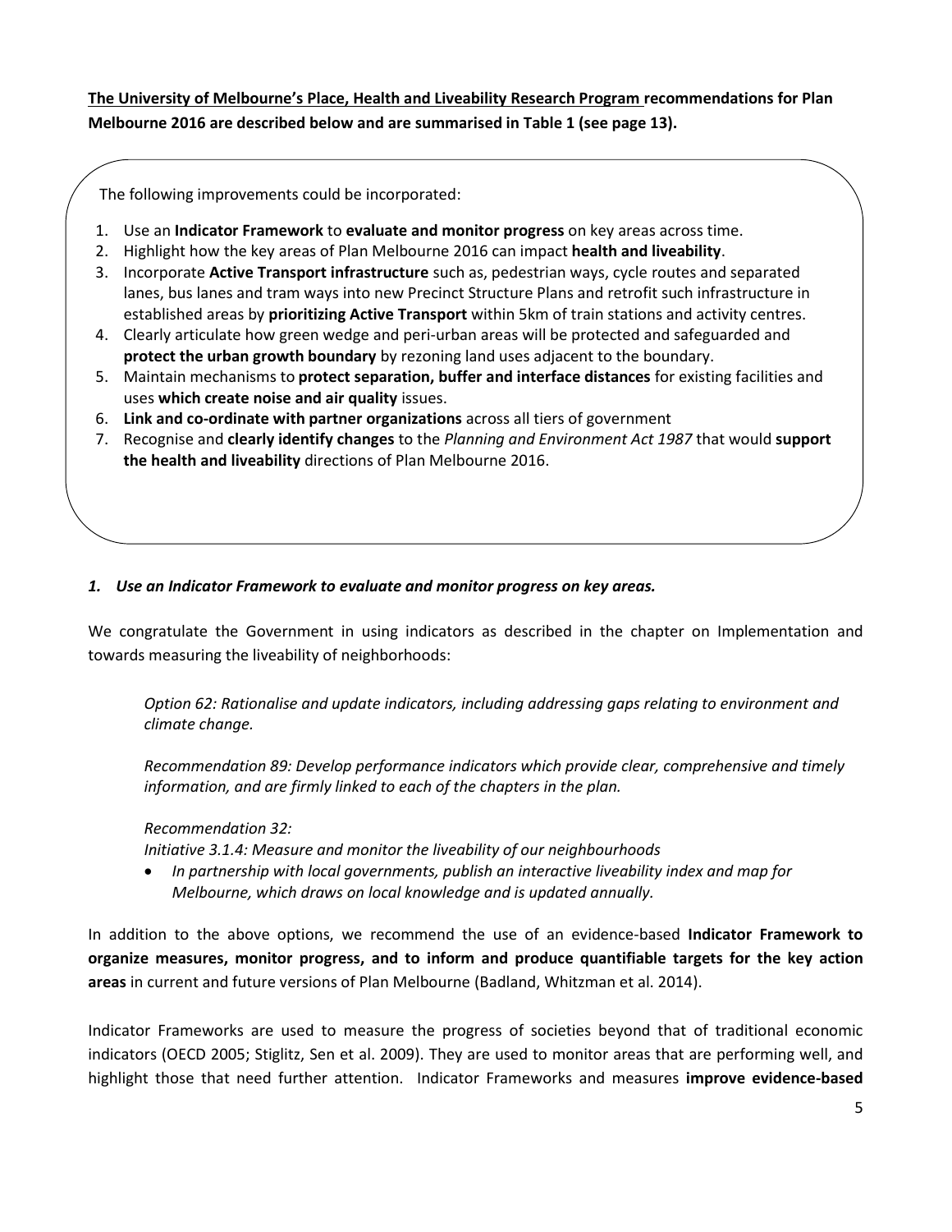**<u>The University of Melbourne's Place, Health and Liveability Research Program</u> recommendations for Plan Melbourne 2016 are described below and are summarised in Table 1 (see page 13).**

The following improvements could be incorporated:

1. Use an **Indicator Framework** to **evaluate and monitor progress** on key areas across time.
2. Highlight how the key areas of Plan Melbourne 2016 can impact **health and liveability**.
3. Incorporate **Active Transport infrastructure** such as, pedestrian ways, cycle routes and separated lanes, bus lanes and tram ways into new Precinct Structure Plans and retrofit such infrastructure in established areas by **prioritizing Active Transport** within 5km of train stations and activity centres.
4. Clearly articulate how green wedge and peri-urban areas will be protected and safeguarded and **protect the urban growth boundary** by rezoning land uses adjacent to the boundary.
5. Maintain mechanisms to **protect separation, buffer and interface distances** for existing facilities and uses **which create noise and air quality** issues.
6. **Link and co-ordinate with partner organizations** across all tiers of government
7. Recognise and **clearly identify changes** to the *Planning and Environment Act 1987* that would **support the health and liveability** directions of Plan Melbourne 2016.

### *1. Use an Indicator Framework to evaluate and monitor progress on key areas.*

We congratulate the Government in using indicators as described in the chapter on Implementation and towards measuring the liveability of neighborhoods:

> *Option 62: Rationalise and update indicators, including addressing gaps relating to environment and climate change.*
>
> *Recommendation 89: Develop performance indicators which provide clear, comprehensive and timely information, and are firmly linked to each of the chapters in the plan.*
>
> *Recommendation 32:*
> *Initiative 3.1.4: Measure and monitor the liveability of our neighbourhoods*
>
> - *In partnership with local governments, publish an interactive liveability index and map for Melbourne, which draws on local knowledge and is updated annually.*

In addition to the above options, we recommend the use of an evidence-based **Indicator Framework to organize measures, monitor progress, and to inform and produce quantifiable targets for the key action areas** in current and future versions of Plan Melbourne (Badland, Whitzman et al. 2014).

Indicator Frameworks are used to measure the progress of societies beyond that of traditional economic indicators (OECD 2005; Stiglitz, Sen et al. 2009). They are used to monitor areas that are performing well, and highlight those that need further attention. Indicator Frameworks and measures **improve evidence-based**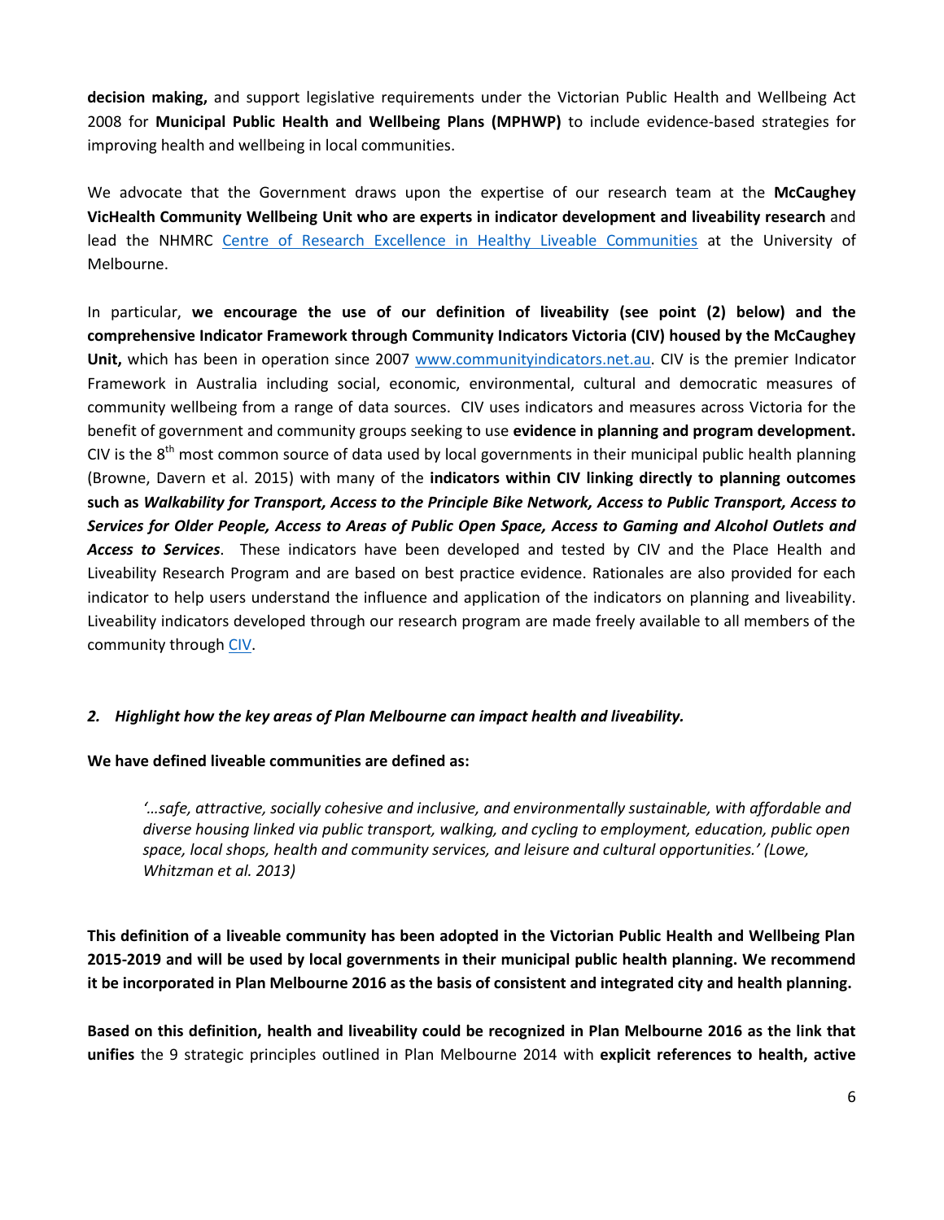**decision making,** and support legislative requirements under the Victorian Public Health and Wellbeing Act 2008 for **Municipal Public Health and Wellbeing Plans (MPHWP)** to include evidence-based strategies for improving health and wellbeing in local communities.

We advocate that the Government draws upon the expertise of our research team at the **McCaughey VicHealth Community Wellbeing Unit who are experts in indicator development and liveability research** and lead the NHMRC [Centre of Research Excellence in Healthy Liveable Communities]() at the University of Melbourne.

In particular, **we encourage the use of our definition of liveability (see point (2) below) and the comprehensive Indicator Framework through Community Indicators Victoria (CIV) housed by the McCaughey Unit,** which has been in operation since 2007 [www.communityindicators.net.au](). CIV is the premier Indicator Framework in Australia including social, economic, environmental, cultural and democratic measures of community wellbeing from a range of data sources. CIV uses indicators and measures across Victoria for the benefit of government and community groups seeking to use **evidence in planning and program development.** CIV is the 8th most common source of data used by local governments in their municipal public health planning (Browne, Davern et al. 2015) with many of the **indicators within CIV linking directly to planning outcomes such as** ***Walkability for Transport, Access to the Principle Bike Network, Access to Public Transport, Access to Services for Older People, Access to Areas of Public Open Space, Access to Gaming and Alcohol Outlets and Access to Services***. These indicators have been developed and tested by CIV and the Place Health and Liveability Research Program and are based on best practice evidence. Rationales are also provided for each indicator to help users understand the influence and application of the indicators on planning and liveability. Liveability indicators developed through our research program are made freely available to all members of the community through [CIV]().

***2. Highlight how the key areas of Plan Melbourne can impact health and liveability.***

**We have defined liveable communities are defined as:**

> *'…safe, attractive, socially cohesive and inclusive, and environmentally sustainable, with affordable and diverse housing linked via public transport, walking, and cycling to employment, education, public open space, local shops, health and community services, and leisure and cultural opportunities.' (Lowe, Whitzman et al. 2013)*

**This definition of a liveable community has been adopted in the Victorian Public Health and Wellbeing Plan 2015-2019 and will be used by local governments in their municipal public health planning. We recommend it be incorporated in Plan Melbourne 2016 as the basis of consistent and integrated city and health planning.**

**Based on this definition, health and liveability could be recognized in Plan Melbourne 2016 as the link that unifies** the 9 strategic principles outlined in Plan Melbourne 2014 with **explicit references to health, active**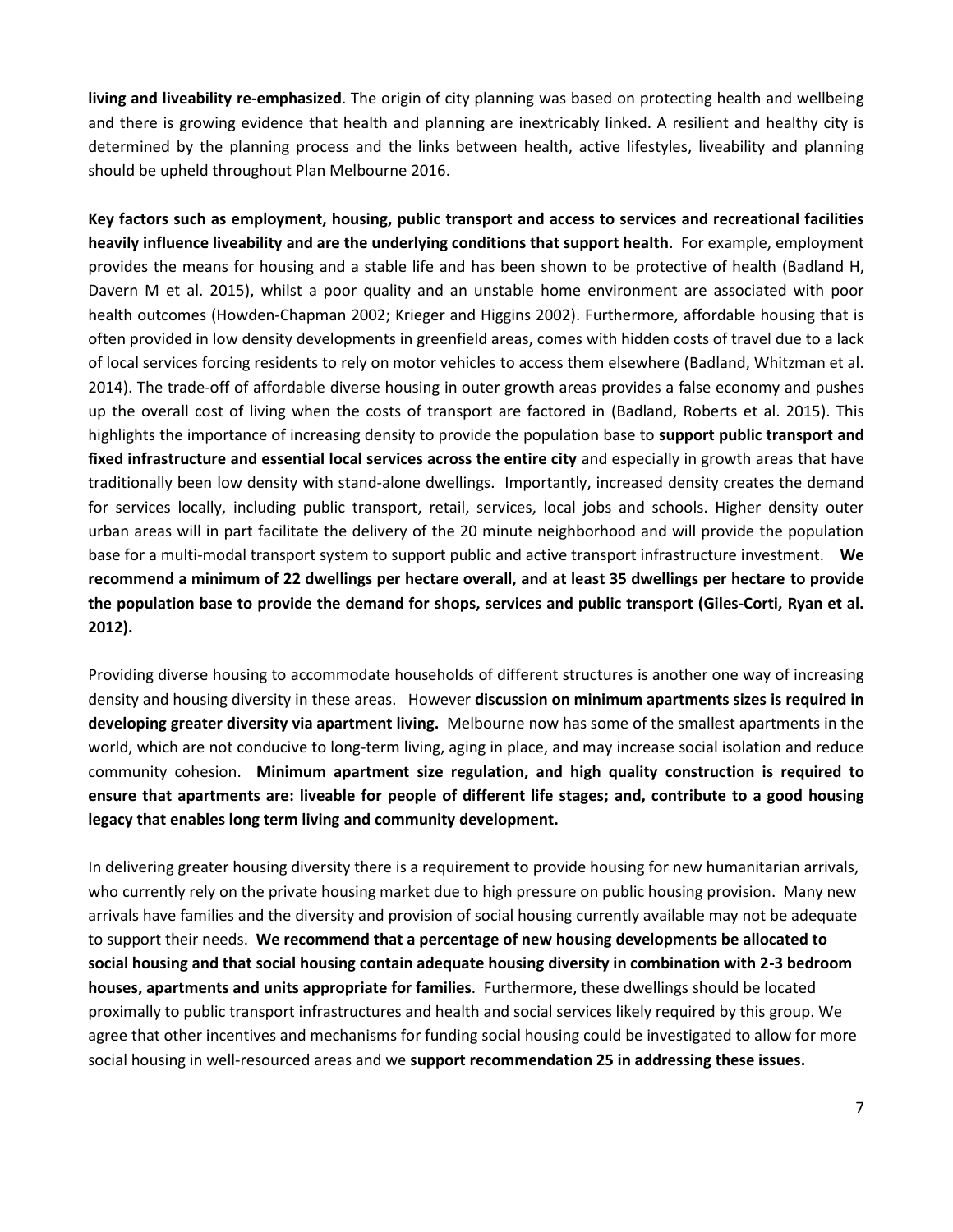**living and liveability re-emphasized**. The origin of city planning was based on protecting health and wellbeing and there is growing evidence that health and planning are inextricably linked. A resilient and healthy city is determined by the planning process and the links between health, active lifestyles, liveability and planning should be upheld throughout Plan Melbourne 2016.

**Key factors such as employment, housing, public transport and access to services and recreational facilities heavily influence liveability and are the underlying conditions that support health**. For example, employment provides the means for housing and a stable life and has been shown to be protective of health (Badland H, Davern M et al. 2015), whilst a poor quality and an unstable home environment are associated with poor health outcomes (Howden-Chapman 2002; Krieger and Higgins 2002). Furthermore, affordable housing that is often provided in low density developments in greenfield areas, comes with hidden costs of travel due to a lack of local services forcing residents to rely on motor vehicles to access them elsewhere (Badland, Whitzman et al. 2014). The trade-off of affordable diverse housing in outer growth areas provides a false economy and pushes up the overall cost of living when the costs of transport are factored in (Badland, Roberts et al. 2015). This highlights the importance of increasing density to provide the population base to **support public transport and fixed infrastructure and essential local services across the entire city** and especially in growth areas that have traditionally been low density with stand-alone dwellings. Importantly, increased density creates the demand for services locally, including public transport, retail, services, local jobs and schools. Higher density outer urban areas will in part facilitate the delivery of the 20 minute neighborhood and will provide the population base for a multi-modal transport system to support public and active transport infrastructure investment. **We recommend a minimum of 22 dwellings per hectare overall, and at least 35 dwellings per hectare to provide the population base to provide the demand for shops, services and public transport (Giles-Corti, Ryan et al. 2012).**

Providing diverse housing to accommodate households of different structures is another one way of increasing density and housing diversity in these areas. However **discussion on minimum apartments sizes is required in developing greater diversity via apartment living.** Melbourne now has some of the smallest apartments in the world, which are not conducive to long-term living, aging in place, and may increase social isolation and reduce community cohesion. **Minimum apartment size regulation, and high quality construction is required to ensure that apartments are: liveable for people of different life stages; and, contribute to a good housing legacy that enables long term living and community development.**

In delivering greater housing diversity there is a requirement to provide housing for new humanitarian arrivals, who currently rely on the private housing market due to high pressure on public housing provision. Many new arrivals have families and the diversity and provision of social housing currently available may not be adequate to support their needs. **We recommend that a percentage of new housing developments be allocated to social housing and that social housing contain adequate housing diversity in combination with 2-3 bedroom houses, apartments and units appropriate for families**. Furthermore, these dwellings should be located proximally to public transport infrastructures and health and social services likely required by this group. We agree that other incentives and mechanisms for funding social housing could be investigated to allow for more social housing in well-resourced areas and we **support recommendation 25 in addressing these issues.**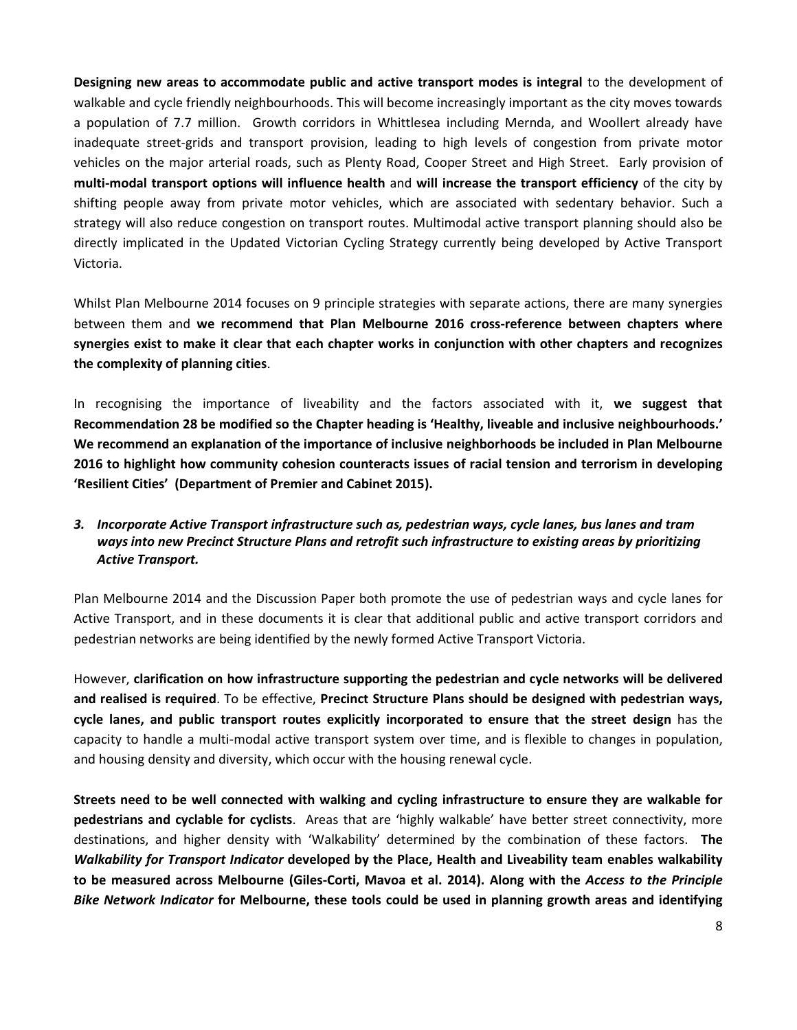**Designing new areas to accommodate public and active transport modes is integral** to the development of walkable and cycle friendly neighbourhoods. This will become increasingly important as the city moves towards a population of 7.7 million. Growth corridors in Whittlesea including Mernda, and Woollert already have inadequate street-grids and transport provision, leading to high levels of congestion from private motor vehicles on the major arterial roads, such as Plenty Road, Cooper Street and High Street. Early provision of **multi-modal transport options will influence health** and **will increase the transport efficiency** of the city by shifting people away from private motor vehicles, which are associated with sedentary behavior. Such a strategy will also reduce congestion on transport routes. Multimodal active transport planning should also be directly implicated in the Updated Victorian Cycling Strategy currently being developed by Active Transport Victoria.

Whilst Plan Melbourne 2014 focuses on 9 principle strategies with separate actions, there are many synergies between them and **we recommend that Plan Melbourne 2016 cross-reference between chapters where synergies exist to make it clear that each chapter works in conjunction with other chapters and recognizes the complexity of planning cities**.

In recognising the importance of liveability and the factors associated with it, **we suggest that Recommendation 28 be modified so the Chapter heading is 'Healthy, liveable and inclusive neighbourhoods.' We recommend an explanation of the importance of inclusive neighborhoods be included in Plan Melbourne 2016 to highlight how community cohesion counteracts issues of racial tension and terrorism in developing 'Resilient Cities' (Department of Premier and Cabinet 2015).**

### *3. Incorporate Active Transport infrastructure such as, pedestrian ways, cycle lanes, bus lanes and tram ways into new Precinct Structure Plans and retrofit such infrastructure to existing areas by prioritizing Active Transport.*

Plan Melbourne 2014 and the Discussion Paper both promote the use of pedestrian ways and cycle lanes for Active Transport, and in these documents it is clear that additional public and active transport corridors and pedestrian networks are being identified by the newly formed Active Transport Victoria.

However, **clarification on how infrastructure supporting the pedestrian and cycle networks will be delivered and realised is required**. To be effective, **Precinct Structure Plans should be designed with pedestrian ways, cycle lanes, and public transport routes explicitly incorporated to ensure that the street design** has the capacity to handle a multi-modal active transport system over time, and is flexible to changes in population, and housing density and diversity, which occur with the housing renewal cycle.

**Streets need to be well connected with walking and cycling infrastructure to ensure they are walkable for pedestrians and cyclable for cyclists**. Areas that are 'highly walkable' have better street connectivity, more destinations, and higher density with 'Walkability' determined by the combination of these factors. **The *Walkability for Transport Indicator* developed by the Place, Health and Liveability team enables walkability to be measured across Melbourne (Giles-Corti, Mavoa et al. 2014). Along with the *Access to the Principle Bike Network Indicator* for Melbourne, these tools could be used in planning growth areas and identifying**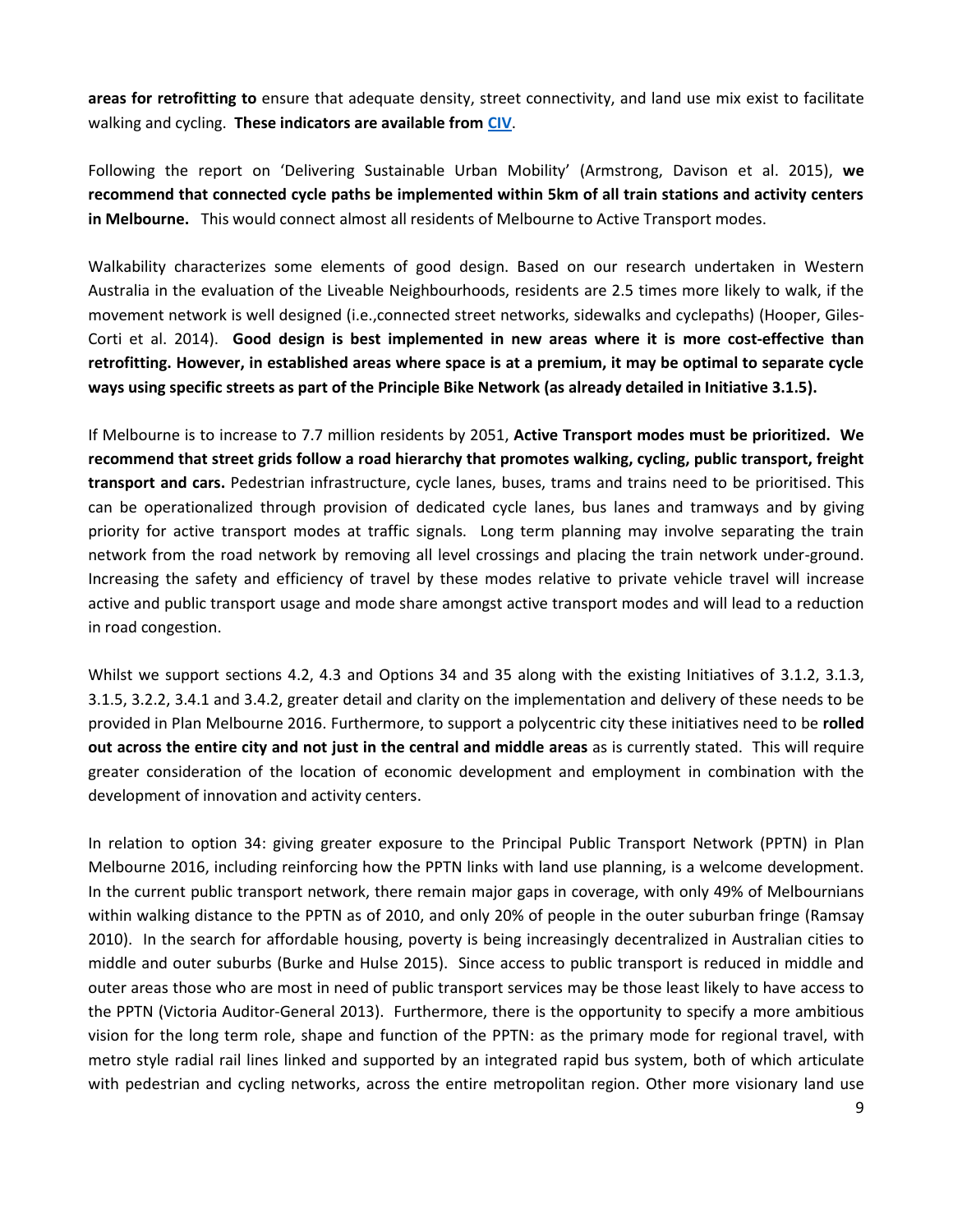**areas for retrofitting to** ensure that adequate density, street connectivity, and land use mix exist to facilitate walking and cycling. **These indicators are available from [CIV](CIV).**

Following the report on 'Delivering Sustainable Urban Mobility' (Armstrong, Davison et al. 2015), **we recommend that connected cycle paths be implemented within 5km of all train stations and activity centers in Melbourne.** This would connect almost all residents of Melbourne to Active Transport modes.

Walkability characterizes some elements of good design. Based on our research undertaken in Western Australia in the evaluation of the Liveable Neighbourhoods, residents are 2.5 times more likely to walk, if the movement network is well designed (i.e.,connected street networks, sidewalks and cyclepaths) (Hooper, Giles-Corti et al. 2014). **Good design is best implemented in new areas where it is more cost-effective than retrofitting. However, in established areas where space is at a premium, it may be optimal to separate cycle ways using specific streets as part of the Principle Bike Network (as already detailed in Initiative 3.1.5).**

If Melbourne is to increase to 7.7 million residents by 2051, **Active Transport modes must be prioritized. We recommend that street grids follow a road hierarchy that promotes walking, cycling, public transport, freight transport and cars.** Pedestrian infrastructure, cycle lanes, buses, trams and trains need to be prioritised. This can be operationalized through provision of dedicated cycle lanes, bus lanes and tramways and by giving priority for active transport modes at traffic signals. Long term planning may involve separating the train network from the road network by removing all level crossings and placing the train network under-ground. Increasing the safety and efficiency of travel by these modes relative to private vehicle travel will increase active and public transport usage and mode share amongst active transport modes and will lead to a reduction in road congestion.

Whilst we support sections 4.2, 4.3 and Options 34 and 35 along with the existing Initiatives of 3.1.2, 3.1.3, 3.1.5, 3.2.2, 3.4.1 and 3.4.2, greater detail and clarity on the implementation and delivery of these needs to be provided in Plan Melbourne 2016. Furthermore, to support a polycentric city these initiatives need to be **rolled out across the entire city and not just in the central and middle areas** as is currently stated. This will require greater consideration of the location of economic development and employment in combination with the development of innovation and activity centers.

In relation to option 34: giving greater exposure to the Principal Public Transport Network (PPTN) in Plan Melbourne 2016, including reinforcing how the PPTN links with land use planning, is a welcome development. In the current public transport network, there remain major gaps in coverage, with only 49% of Melbournians within walking distance to the PPTN as of 2010, and only 20% of people in the outer suburban fringe (Ramsay 2010). In the search for affordable housing, poverty is being increasingly decentralized in Australian cities to middle and outer suburbs (Burke and Hulse 2015). Since access to public transport is reduced in middle and outer areas those who are most in need of public transport services may be those least likely to have access to the PPTN (Victoria Auditor-General 2013). Furthermore, there is the opportunity to specify a more ambitious vision for the long term role, shape and function of the PPTN: as the primary mode for regional travel, with metro style radial rail lines linked and supported by an integrated rapid bus system, both of which articulate with pedestrian and cycling networks, across the entire metropolitan region. Other more visionary land use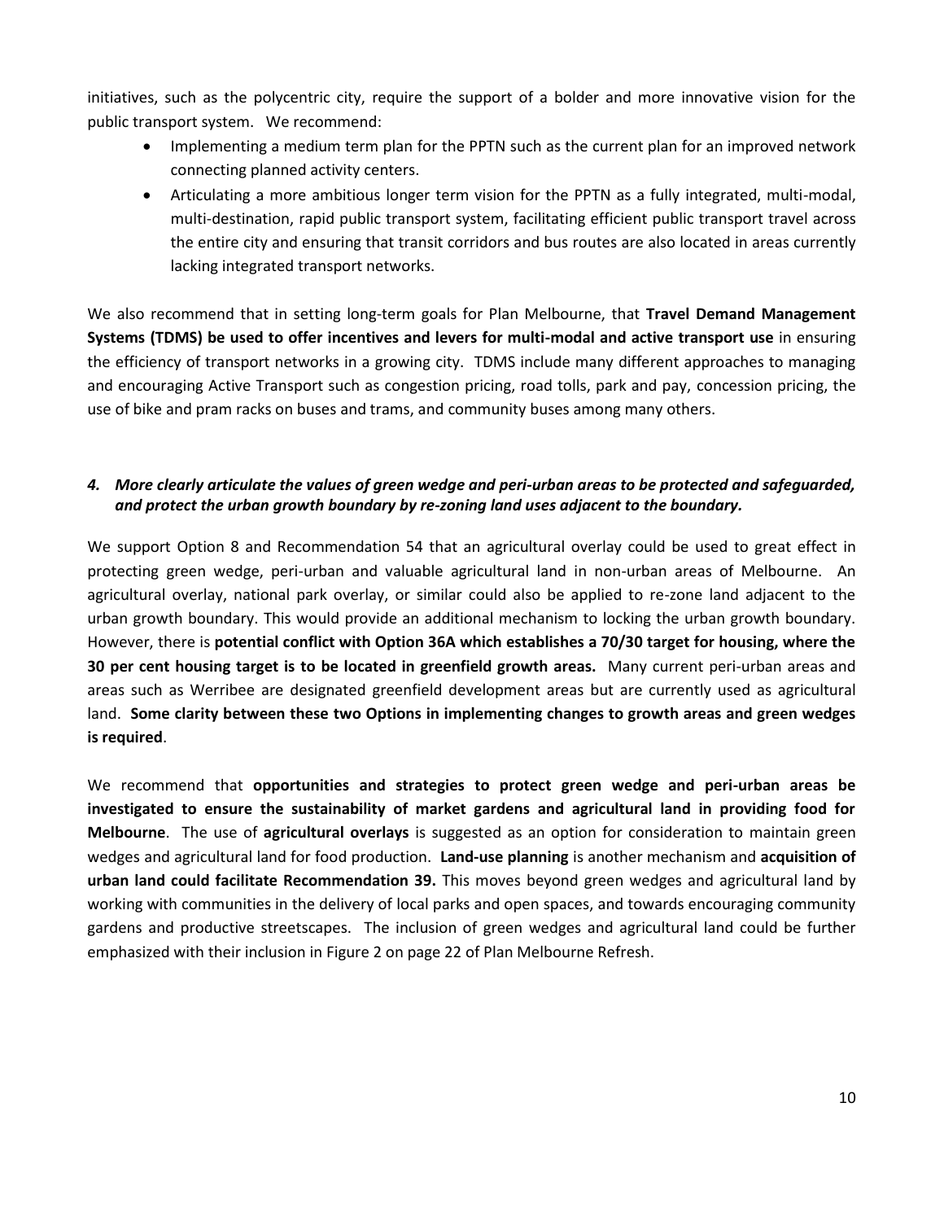initiatives, such as the polycentric city, require the support of a bolder and more innovative vision for the public transport system. We recommend:

- Implementing a medium term plan for the PPTN such as the current plan for an improved network connecting planned activity centers.
- Articulating a more ambitious longer term vision for the PPTN as a fully integrated, multi-modal, multi-destination, rapid public transport system, facilitating efficient public transport travel across the entire city and ensuring that transit corridors and bus routes are also located in areas currently lacking integrated transport networks.

We also recommend that in setting long-term goals for Plan Melbourne, that **Travel Demand Management Systems (TDMS) be used to offer incentives and levers for multi-modal and active transport use** in ensuring the efficiency of transport networks in a growing city. TDMS include many different approaches to managing and encouraging Active Transport such as congestion pricing, road tolls, park and pay, concession pricing, the use of bike and pram racks on buses and trams, and community buses among many others.

***4. More clearly articulate the values of green wedge and peri-urban areas to be protected and safeguarded, and protect the urban growth boundary by re-zoning land uses adjacent to the boundary.***

We support Option 8 and Recommendation 54 that an agricultural overlay could be used to great effect in protecting green wedge, peri-urban and valuable agricultural land in non-urban areas of Melbourne. An agricultural overlay, national park overlay, or similar could also be applied to re-zone land adjacent to the urban growth boundary. This would provide an additional mechanism to locking the urban growth boundary. However, there is **potential conflict with Option 36A which establishes a 70/30 target for housing, where the 30 per cent housing target is to be located in greenfield growth areas.** Many current peri-urban areas and areas such as Werribee are designated greenfield development areas but are currently used as agricultural land. **Some clarity between these two Options in implementing changes to growth areas and green wedges is required**.

We recommend that **opportunities and strategies to protect green wedge and peri-urban areas be investigated to ensure the sustainability of market gardens and agricultural land in providing food for Melbourne**. The use of **agricultural overlays** is suggested as an option for consideration to maintain green wedges and agricultural land for food production. **Land-use planning** is another mechanism and **acquisition of urban land could facilitate Recommendation 39.** This moves beyond green wedges and agricultural land by working with communities in the delivery of local parks and open spaces, and towards encouraging community gardens and productive streetscapes. The inclusion of green wedges and agricultural land could be further emphasized with their inclusion in Figure 2 on page 22 of Plan Melbourne Refresh.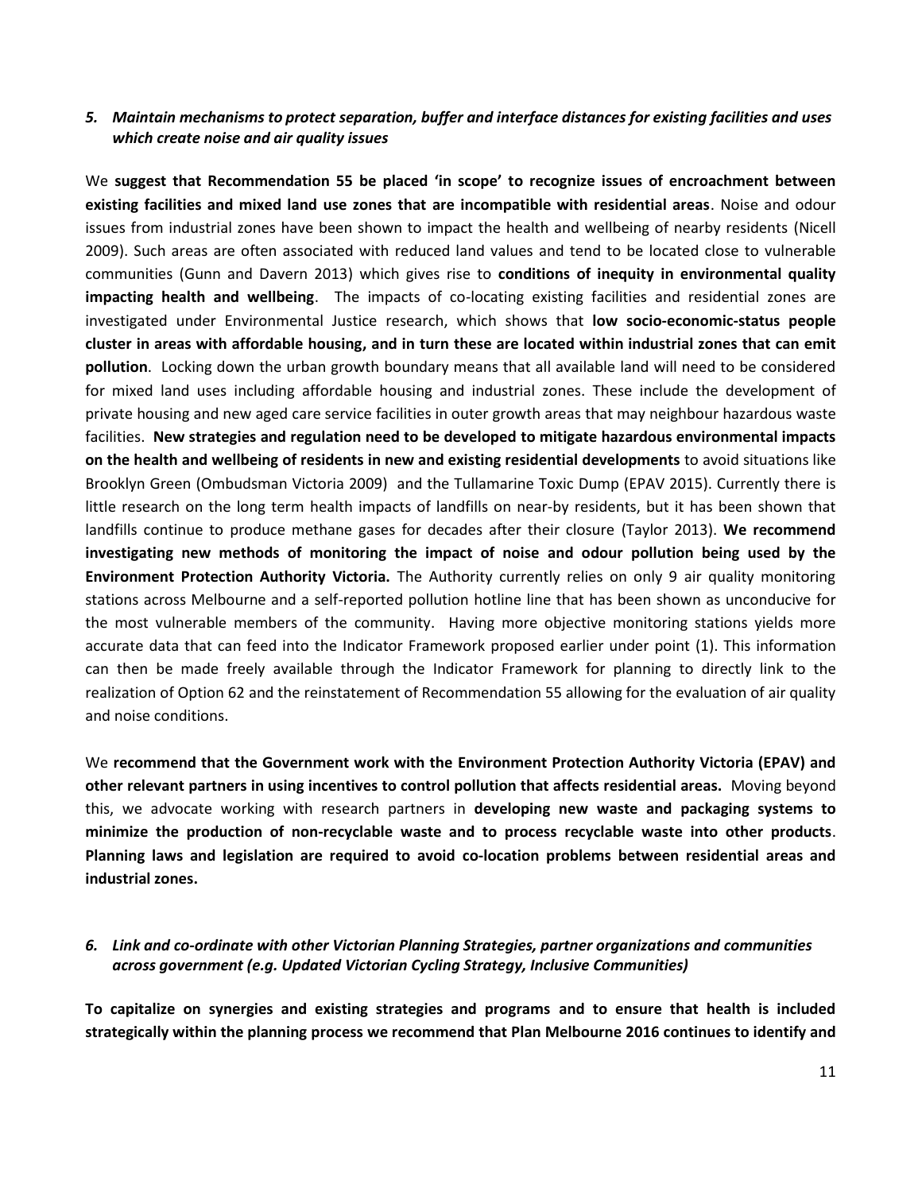*5. Maintain mechanisms to protect separation, buffer and interface distances for existing facilities and uses which create noise and air quality issues*

We **suggest that Recommendation 55 be placed 'in scope' to recognize issues of encroachment between existing facilities and mixed land use zones that are incompatible with residential areas**. Noise and odour issues from industrial zones have been shown to impact the health and wellbeing of nearby residents (Nicell 2009). Such areas are often associated with reduced land values and tend to be located close to vulnerable communities (Gunn and Davern 2013) which gives rise to **conditions of inequity in environmental quality impacting health and wellbeing**. The impacts of co-locating existing facilities and residential zones are investigated under Environmental Justice research, which shows that **low socio-economic-status people cluster in areas with affordable housing, and in turn these are located within industrial zones that can emit pollution**. Locking down the urban growth boundary means that all available land will need to be considered for mixed land uses including affordable housing and industrial zones. These include the development of private housing and new aged care service facilities in outer growth areas that may neighbour hazardous waste facilities. **New strategies and regulation need to be developed to mitigate hazardous environmental impacts on the health and wellbeing of residents in new and existing residential developments** to avoid situations like Brooklyn Green (Ombudsman Victoria 2009) and the Tullamarine Toxic Dump (EPAV 2015). Currently there is little research on the long term health impacts of landfills on near-by residents, but it has been shown that landfills continue to produce methane gases for decades after their closure (Taylor 2013). **We recommend investigating new methods of monitoring the impact of noise and odour pollution being used by the Environment Protection Authority Victoria.** The Authority currently relies on only 9 air quality monitoring stations across Melbourne and a self-reported pollution hotline line that has been shown as unconducive for the most vulnerable members of the community. Having more objective monitoring stations yields more accurate data that can feed into the Indicator Framework proposed earlier under point (1). This information can then be made freely available through the Indicator Framework for planning to directly link to the realization of Option 62 and the reinstatement of Recommendation 55 allowing for the evaluation of air quality and noise conditions.

We **recommend that the Government work with the Environment Protection Authority Victoria (EPAV) and other relevant partners in using incentives to control pollution that affects residential areas.** Moving beyond this, we advocate working with research partners in **developing new waste and packaging systems to minimize the production of non-recyclable waste and to process recyclable waste into other products**. **Planning laws and legislation are required to avoid co-location problems between residential areas and industrial zones.**

*6. Link and co-ordinate with other Victorian Planning Strategies, partner organizations and communities across government (e.g. Updated Victorian Cycling Strategy, Inclusive Communities)*

**To capitalize on synergies and existing strategies and programs and to ensure that health is included strategically within the planning process we recommend that Plan Melbourne 2016 continues to identify and**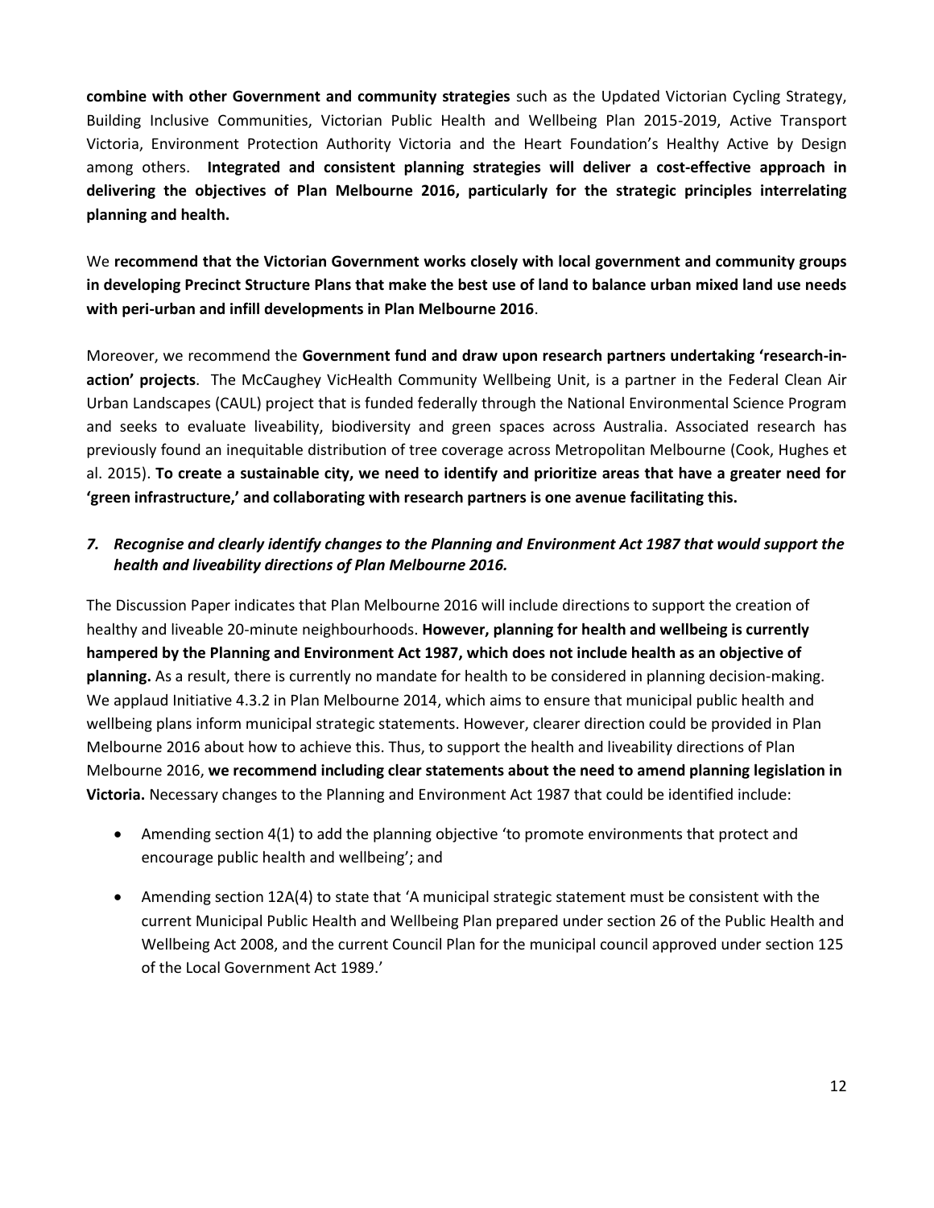**combine with other Government and community strategies** such as the Updated Victorian Cycling Strategy, Building Inclusive Communities, Victorian Public Health and Wellbeing Plan 2015-2019, Active Transport Victoria, Environment Protection Authority Victoria and the Heart Foundation's Healthy Active by Design among others. **Integrated and consistent planning strategies will deliver a cost-effective approach in delivering the objectives of Plan Melbourne 2016, particularly for the strategic principles interrelating planning and health.**

We **recommend that the Victorian Government works closely with local government and community groups in developing Precinct Structure Plans that make the best use of land to balance urban mixed land use needs with peri-urban and infill developments in Plan Melbourne 2016**.

Moreover, we recommend the **Government fund and draw upon research partners undertaking 'research-in-action' projects**. The McCaughey VicHealth Community Wellbeing Unit, is a partner in the Federal Clean Air Urban Landscapes (CAUL) project that is funded federally through the National Environmental Science Program and seeks to evaluate liveability, biodiversity and green spaces across Australia. Associated research has previously found an inequitable distribution of tree coverage across Metropolitan Melbourne (Cook, Hughes et al. 2015). **To create a sustainable city, we need to identify and prioritize areas that have a greater need for 'green infrastructure,' and collaborating with research partners is one avenue facilitating this.**

### *7. Recognise and clearly identify changes to the Planning and Environment Act 1987 that would support the health and liveability directions of Plan Melbourne 2016.*

The Discussion Paper indicates that Plan Melbourne 2016 will include directions to support the creation of healthy and liveable 20-minute neighbourhoods. **However, planning for health and wellbeing is currently hampered by the Planning and Environment Act 1987, which does not include health as an objective of planning.** As a result, there is currently no mandate for health to be considered in planning decision-making. We applaud Initiative 4.3.2 in Plan Melbourne 2014, which aims to ensure that municipal public health and wellbeing plans inform municipal strategic statements. However, clearer direction could be provided in Plan Melbourne 2016 about how to achieve this. Thus, to support the health and liveability directions of Plan Melbourne 2016, **we recommend including clear statements about the need to amend planning legislation in Victoria.** Necessary changes to the Planning and Environment Act 1987 that could be identified include:

- Amending section 4(1) to add the planning objective 'to promote environments that protect and encourage public health and wellbeing'; and
- Amending section 12A(4) to state that 'A municipal strategic statement must be consistent with the current Municipal Public Health and Wellbeing Plan prepared under section 26 of the Public Health and Wellbeing Act 2008, and the current Council Plan for the municipal council approved under section 125 of the Local Government Act 1989.'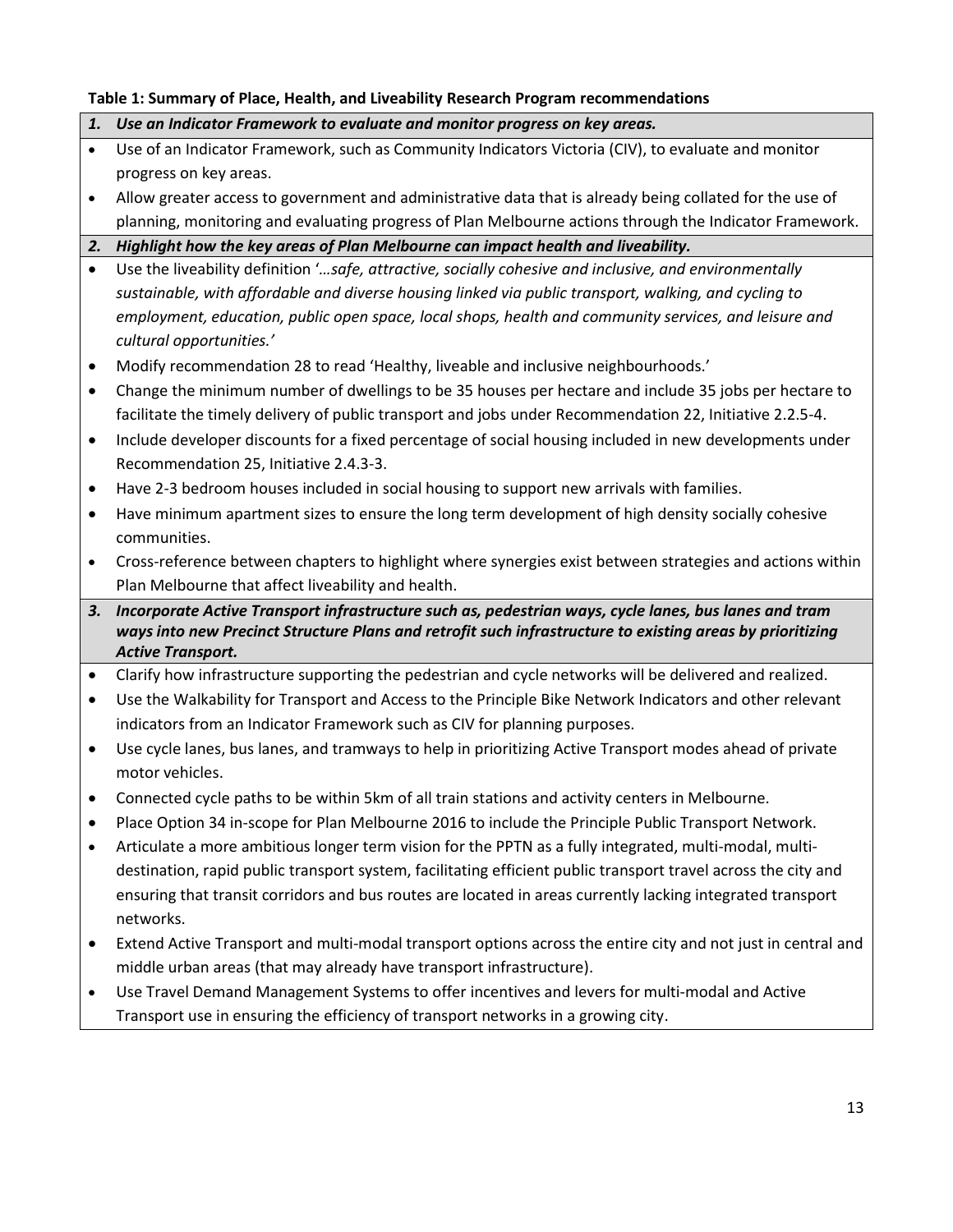**Table 1: Summary of Place, Health, and Liveability Research Program recommendations**

***1. Use an Indicator Framework to evaluate and monitor progress on key areas.***

- Use of an Indicator Framework, such as Community Indicators Victoria (CIV), to evaluate and monitor progress on key areas.
- Allow greater access to government and administrative data that is already being collated for the use of planning, monitoring and evaluating progress of Plan Melbourne actions through the Indicator Framework.

***2. Highlight how the key areas of Plan Melbourne can impact health and liveability.***

- Use the liveability definition '*…safe, attractive, socially cohesive and inclusive, and environmentally sustainable, with affordable and diverse housing linked via public transport, walking, and cycling to employment, education, public open space, local shops, health and community services, and leisure and cultural opportunities.'*
- Modify recommendation 28 to read 'Healthy, liveable and inclusive neighbourhoods.'
- Change the minimum number of dwellings to be 35 houses per hectare and include 35 jobs per hectare to facilitate the timely delivery of public transport and jobs under Recommendation 22, Initiative 2.2.5-4.
- Include developer discounts for a fixed percentage of social housing included in new developments under Recommendation 25, Initiative 2.4.3-3.
- Have 2-3 bedroom houses included in social housing to support new arrivals with families.
- Have minimum apartment sizes to ensure the long term development of high density socially cohesive communities.
- Cross-reference between chapters to highlight where synergies exist between strategies and actions within Plan Melbourne that affect liveability and health.

***3. Incorporate Active Transport infrastructure such as, pedestrian ways, cycle lanes, bus lanes and tram ways into new Precinct Structure Plans and retrofit such infrastructure to existing areas by prioritizing Active Transport.***

- Clarify how infrastructure supporting the pedestrian and cycle networks will be delivered and realized.
- Use the Walkability for Transport and Access to the Principle Bike Network Indicators and other relevant indicators from an Indicator Framework such as CIV for planning purposes.
- Use cycle lanes, bus lanes, and tramways to help in prioritizing Active Transport modes ahead of private motor vehicles.
- Connected cycle paths to be within 5km of all train stations and activity centers in Melbourne.
- Place Option 34 in-scope for Plan Melbourne 2016 to include the Principle Public Transport Network.
- Articulate a more ambitious longer term vision for the PPTN as a fully integrated, multi-modal, multi-destination, rapid public transport system, facilitating efficient public transport travel across the city and ensuring that transit corridors and bus routes are located in areas currently lacking integrated transport networks.
- Extend Active Transport and multi-modal transport options across the entire city and not just in central and middle urban areas (that may already have transport infrastructure).
- Use Travel Demand Management Systems to offer incentives and levers for multi-modal and Active Transport use in ensuring the efficiency of transport networks in a growing city.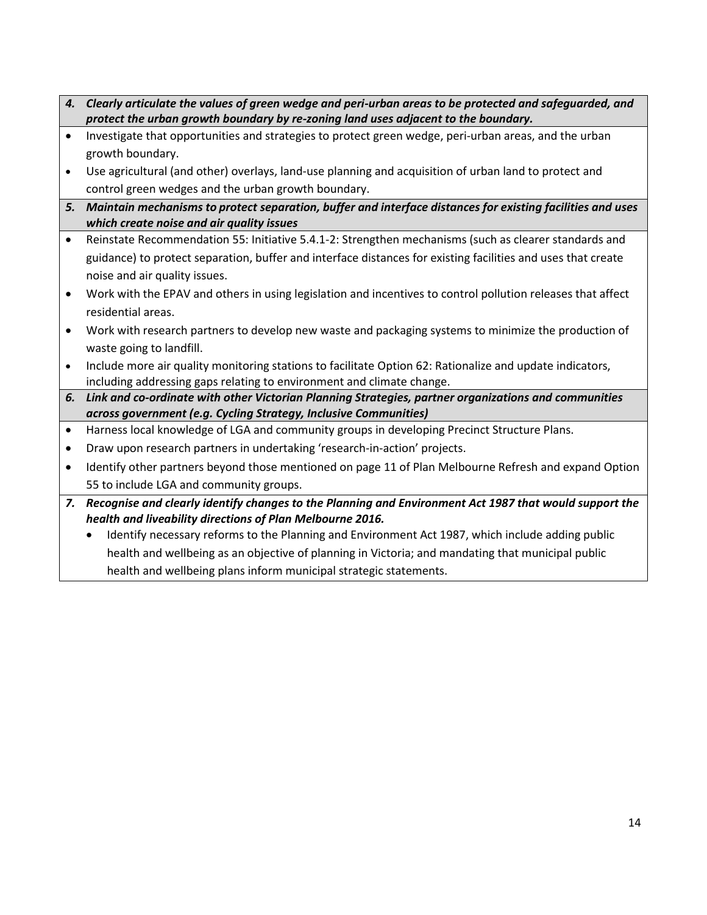***4. Clearly articulate the values of green wedge and peri-urban areas to be protected and safeguarded, and protect the urban growth boundary by re-zoning land uses adjacent to the boundary.***

- Investigate that opportunities and strategies to protect green wedge, peri-urban areas, and the urban growth boundary.
- Use agricultural (and other) overlays, land-use planning and acquisition of urban land to protect and control green wedges and the urban growth boundary.

***5. Maintain mechanisms to protect separation, buffer and interface distances for existing facilities and uses which create noise and air quality issues***

- Reinstate Recommendation 55: Initiative 5.4.1-2: Strengthen mechanisms (such as clearer standards and guidance) to protect separation, buffer and interface distances for existing facilities and uses that create noise and air quality issues.
- Work with the EPAV and others in using legislation and incentives to control pollution releases that affect residential areas.
- Work with research partners to develop new waste and packaging systems to minimize the production of waste going to landfill.
- Include more air quality monitoring stations to facilitate Option 62: Rationalize and update indicators, including addressing gaps relating to environment and climate change.

***6. Link and co-ordinate with other Victorian Planning Strategies, partner organizations and communities across government (e.g. Cycling Strategy, Inclusive Communities)***

- Harness local knowledge of LGA and community groups in developing Precinct Structure Plans.
- Draw upon research partners in undertaking 'research-in-action' projects.
- Identify other partners beyond those mentioned on page 11 of Plan Melbourne Refresh and expand Option 55 to include LGA and community groups.

***7. Recognise and clearly identify changes to the Planning and Environment Act 1987 that would support the health and liveability directions of Plan Melbourne 2016.***

- Identify necessary reforms to the Planning and Environment Act 1987, which include adding public health and wellbeing as an objective of planning in Victoria; and mandating that municipal public health and wellbeing plans inform municipal strategic statements.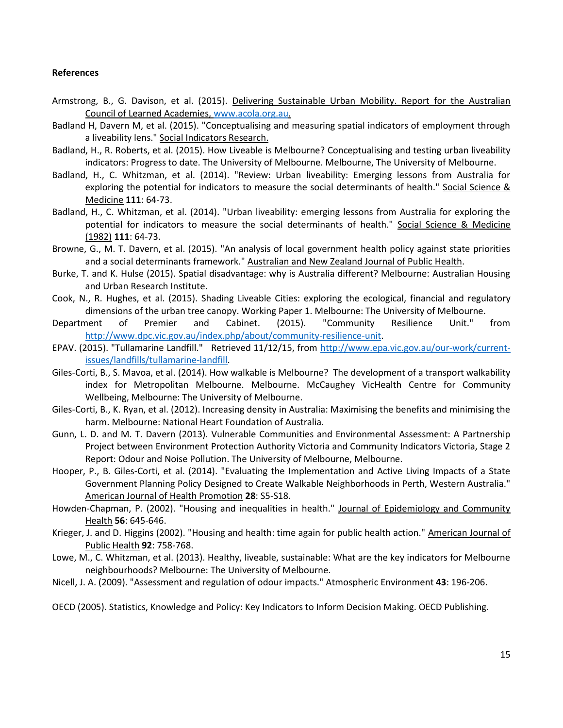**References**

Armstrong, B., G. Davison, et al. (2015). Delivering Sustainable Urban Mobility. Report for the Australian Council of Learned Academies, www.acola.org.au.

Badland H, Davern M, et al. (2015). "Conceptualising and measuring spatial indicators of employment through a liveability lens." Social Indicators Research.

Badland, H., R. Roberts, et al. (2015). How Liveable is Melbourne? Conceptualising and testing urban liveability indicators: Progress to date. The University of Melbourne. Melbourne, The University of Melbourne.

Badland, H., C. Whitzman, et al. (2014). "Review: Urban liveability: Emerging lessons from Australia for exploring the potential for indicators to measure the social determinants of health." Social Science & Medicine **111**: 64-73.

Badland, H., C. Whitzman, et al. (2014). "Urban liveability: emerging lessons from Australia for exploring the potential for indicators to measure the social determinants of health." Social Science & Medicine (1982) **111**: 64-73.

Browne, G., M. T. Davern, et al. (2015). "An analysis of local government health policy against state priorities and a social determinants framework." Australian and New Zealand Journal of Public Health.

Burke, T. and K. Hulse (2015). Spatial disadvantage: why is Australia different? Melbourne: Australian Housing and Urban Research Institute.

Cook, N., R. Hughes, et al. (2015). Shading Liveable Cities: exploring the ecological, financial and regulatory dimensions of the urban tree canopy. Working Paper 1. Melbourne: The University of Melbourne.

Department of Premier and Cabinet. (2015). "Community Resilience Unit." from http://www.dpc.vic.gov.au/index.php/about/community-resilience-unit.

EPAV. (2015). "Tullamarine Landfill." Retrieved 11/12/15, from http://www.epa.vic.gov.au/our-work/current-issues/landfills/tullamarine-landfill.

Giles-Corti, B., S. Mavoa, et al. (2014). How walkable is Melbourne? The development of a transport walkability index for Metropolitan Melbourne. Melbourne. McCaughey VicHealth Centre for Community Wellbeing, Melbourne: The University of Melbourne.

Giles-Corti, B., K. Ryan, et al. (2012). Increasing density in Australia: Maximising the benefits and minimising the harm. Melbourne: National Heart Foundation of Australia.

Gunn, L. D. and M. T. Davern (2013). Vulnerable Communities and Environmental Assessment: A Partnership Project between Environment Protection Authority Victoria and Community Indicators Victoria, Stage 2 Report: Odour and Noise Pollution. The University of Melbourne, Melbourne.

Hooper, P., B. Giles-Corti, et al. (2014). "Evaluating the Implementation and Active Living Impacts of a State Government Planning Policy Designed to Create Walkable Neighborhoods in Perth, Western Australia." American Journal of Health Promotion **28**: S5-S18.

Howden-Chapman, P. (2002). "Housing and inequalities in health." Journal of Epidemiology and Community Health **56**: 645-646.

Krieger, J. and D. Higgins (2002). "Housing and health: time again for public health action." American Journal of Public Health **92**: 758-768.

Lowe, M., C. Whitzman, et al. (2013). Healthy, liveable, sustainable: What are the key indicators for Melbourne neighbourhoods? Melbourne: The University of Melbourne.

Nicell, J. A. (2009). "Assessment and regulation of odour impacts." Atmospheric Environment **43**: 196-206.

OECD (2005). Statistics, Knowledge and Policy: Key Indicators to Inform Decision Making. OECD Publishing.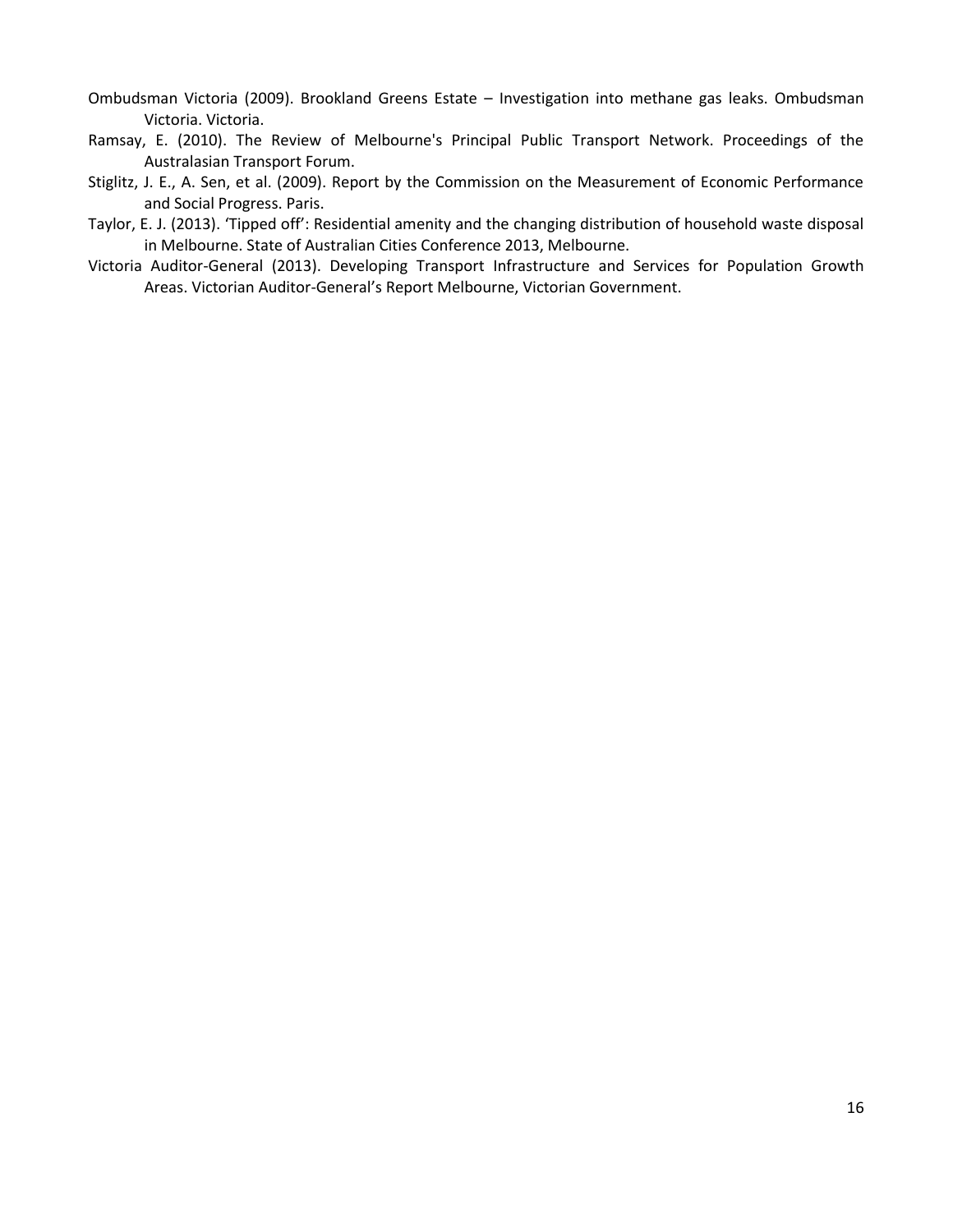Ombudsman Victoria (2009). Brookland Greens Estate – Investigation into methane gas leaks. Ombudsman Victoria. Victoria.

Ramsay, E. (2010). The Review of Melbourne's Principal Public Transport Network. Proceedings of the Australasian Transport Forum.

Stiglitz, J. E., A. Sen, et al. (2009). Report by the Commission on the Measurement of Economic Performance and Social Progress. Paris.

Taylor, E. J. (2013). 'Tipped off': Residential amenity and the changing distribution of household waste disposal in Melbourne. State of Australian Cities Conference 2013, Melbourne.

Victoria Auditor-General (2013). Developing Transport Infrastructure and Services for Population Growth Areas. Victorian Auditor-General's Report Melbourne, Victorian Government.